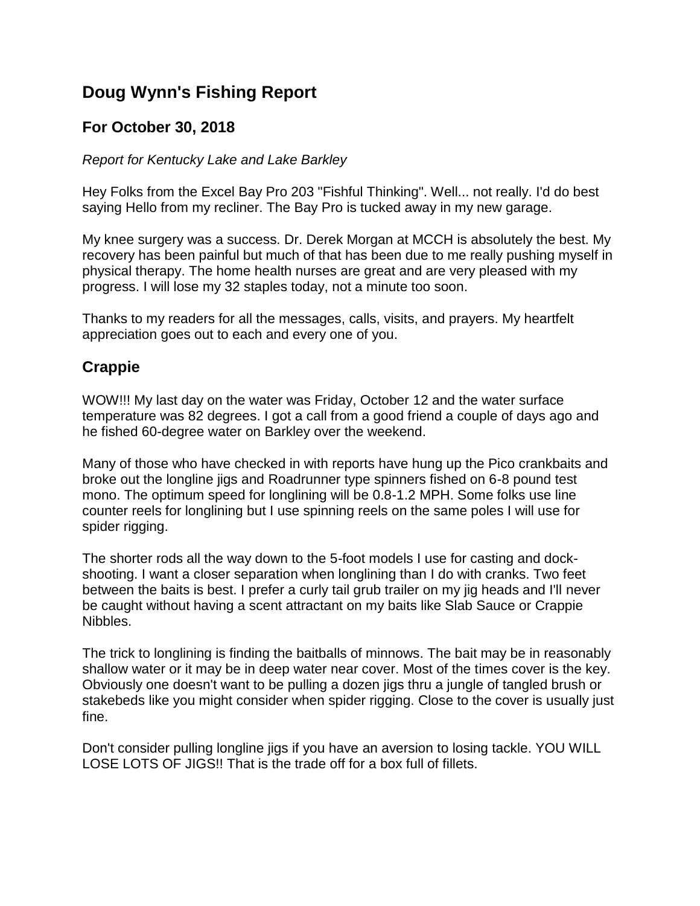## Doug Wynn's Fishing Report

### For October 30, 2018

*Report for Kentucky Lake and Lake Barkley*

Hey Folks from the Excel Bay Pro 203 "Fishful Thinking". Well... not really. I'd do best saying Hello from my recliner. The Bay Pro is tucked away in my new garage.

My knee surgery was a success. Dr. Derek Morgan at MCCH is absolutely the best. My recovery has been painful but much of that has been due to me really pushing myself in physical therapy. The home health nurses are great and are very pleased with my progress. I will lose my 32 staples today, not a minute too soon.

Thanks to my readers for all the messages, calls, visits, and prayers. My heartfelt appreciation goes out to each and every one of you.

### Crappie

WOW!!! My last day on the water was Friday, October 12 and the water surface temperature was 82 degrees. I got a call from a good friend a couple of days ago and he fished 60-degree water on Barkley over the weekend.

Many of those who have checked in with reports have hung up the Pico crankbaits and broke out the longline jigs and Roadrunner type spinners fished on 6-8 pound test mono. The optimum speed for longlining will be 0.8-1.2 MPH. Some folks use line counter reels for longlining but I use spinning reels on the same poles I will use for spider rigging.

The shorter rods all the way down to the 5-foot models I use for casting and dock-shooting. I want a closer separation when longlining than I do with cranks. Two feet between the baits is best. I prefer a curly tail grub trailer on my jig heads and I'll never be caught without having a scent attractant on my baits like Slab Sauce or Crappie Nibbles.

The trick to longlining is finding the baitballs of minnows. The bait may be in reasonably shallow water or it may be in deep water near cover. Most of the times cover is the key. Obviously one doesn't want to be pulling a dozen jigs thru a jungle of tangled brush or stakebeds like you might consider when spider rigging. Close to the cover is usually just fine.

Don't consider pulling longline jigs if you have an aversion to losing tackle. YOU WILL LOSE LOTS OF JIGS!! That is the trade off for a box full of fillets.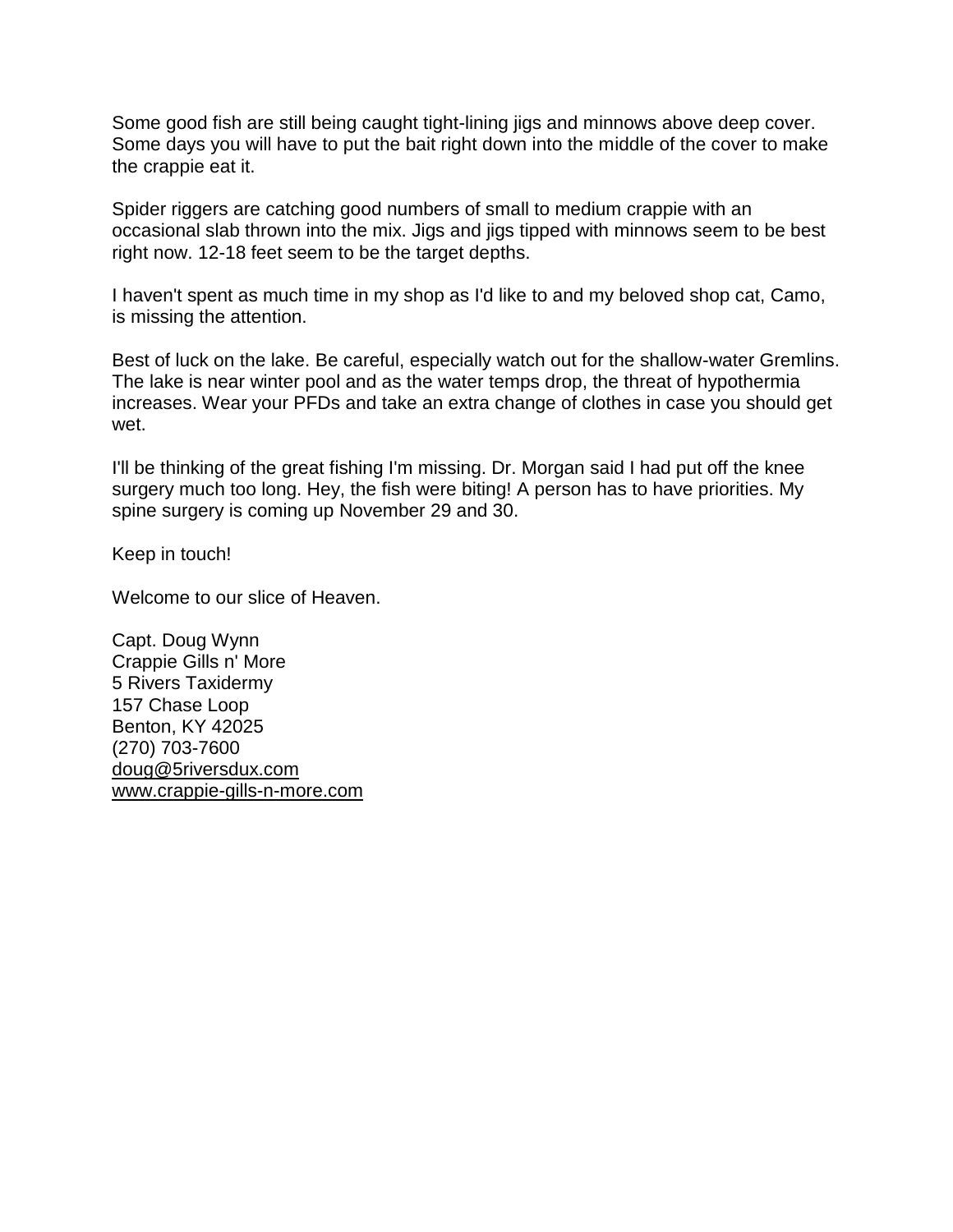Some good fish are still being caught tight-lining jigs and minnows above deep cover. Some days you will have to put the bait right down into the middle of the cover to make the crappie eat it.

Spider riggers are catching good numbers of small to medium crappie with an occasional slab thrown into the mix. Jigs and jigs tipped with minnows seem to be best right now. 12-18 feet seem to be the target depths.

I haven't spent as much time in my shop as I'd like to and my beloved shop cat, Camo, is missing the attention.

Best of luck on the lake. Be careful, especially watch out for the shallow-water Gremlins. The lake is near winter pool and as the water temps drop, the threat of hypothermia increases. Wear your PFDs and take an extra change of clothes in case you should get wet.

I'll be thinking of the great fishing I'm missing. Dr. Morgan said I had put off the knee surgery much too long. Hey, the fish were biting! A person has to have priorities. My spine surgery is coming up November 29 and 30.

Keep in touch!

Welcome to our slice of Heaven.

Capt. Doug Wynn
Crappie Gills n' More
5 Rivers Taxidermy
157 Chase Loop
Benton, KY 42025
(270) 703-7600
doug@5riversdux.com
www.crappie-gills-n-more.com